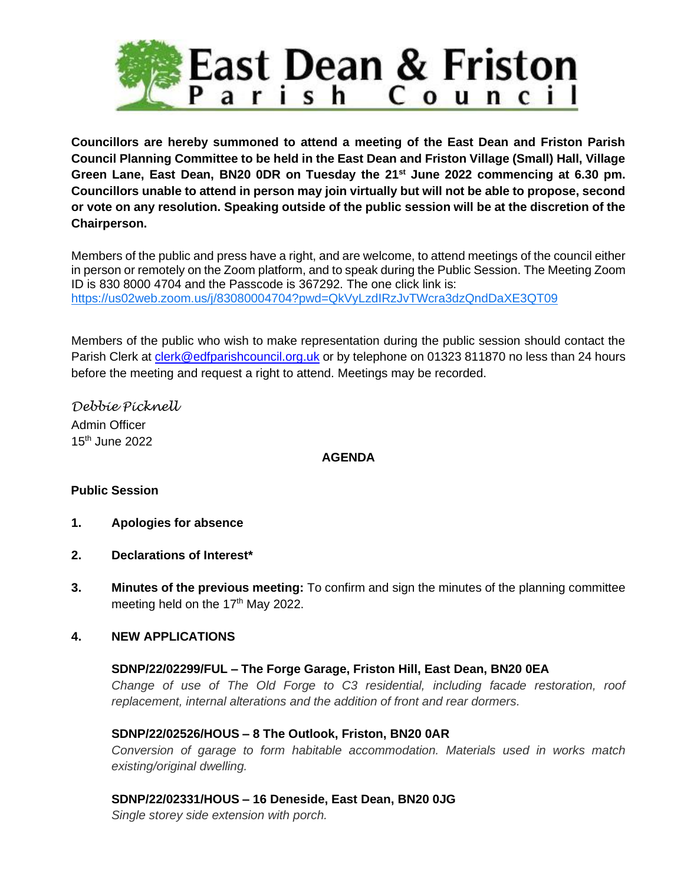# East Dean & Friston Parish Council

**Councillors are hereby summoned to attend a meeting of the East Dean and Friston Parish Council Planning Committee to be held in the East Dean and Friston Village (Small) Hall, Village Green Lane, East Dean, BN20 0DR on Tuesday the 21st June 2022 commencing at 6.30 pm. Councillors unable to attend in person may join virtually but will not be able to propose, second or vote on any resolution. Speaking outside of the public session will be at the discretion of the Chairperson.**

Members of the public and press have a right, and are welcome, to attend meetings of the council either in person or remotely on the Zoom platform, and to speak during the Public Session. The Meeting Zoom ID is 830 8000 4704 and the Passcode is 367292. The one click link is: https://us02web.zoom.us/j/83080004704?pwd=QkVyLzdIRzJvTWcra3dzQndDaXE3QT09

Members of the public who wish to make representation during the public session should contact the Parish Clerk at clerk@edfparishcouncil.org.uk or by telephone on 01323 811870 no less than 24 hours before the meeting and request a right to attend. Meetings may be recorded.

*Debbie Picknell*
Admin Officer
15th June 2022

**AGENDA**

**Public Session**

1. **Apologies for absence**

2. **Declarations of Interest***

3. **Minutes of the previous meeting:** To confirm and sign the minutes of the planning committee meeting held on the 17th May 2022.

4. **NEW APPLICATIONS**

   **SDNP/22/02299/FUL – The Forge Garage, Friston Hill, East Dean, BN20 0EA**
   *Change of use of The Old Forge to C3 residential, including facade restoration, roof replacement, internal alterations and the addition of front and rear dormers.*

   **SDNP/22/02526/HOUS – 8 The Outlook, Friston, BN20 0AR**
   *Conversion of garage to form habitable accommodation. Materials used in works match existing/original dwelling.*

   **SDNP/22/02331/HOUS – 16 Deneside, East Dean, BN20 0JG**
   *Single storey side extension with porch.*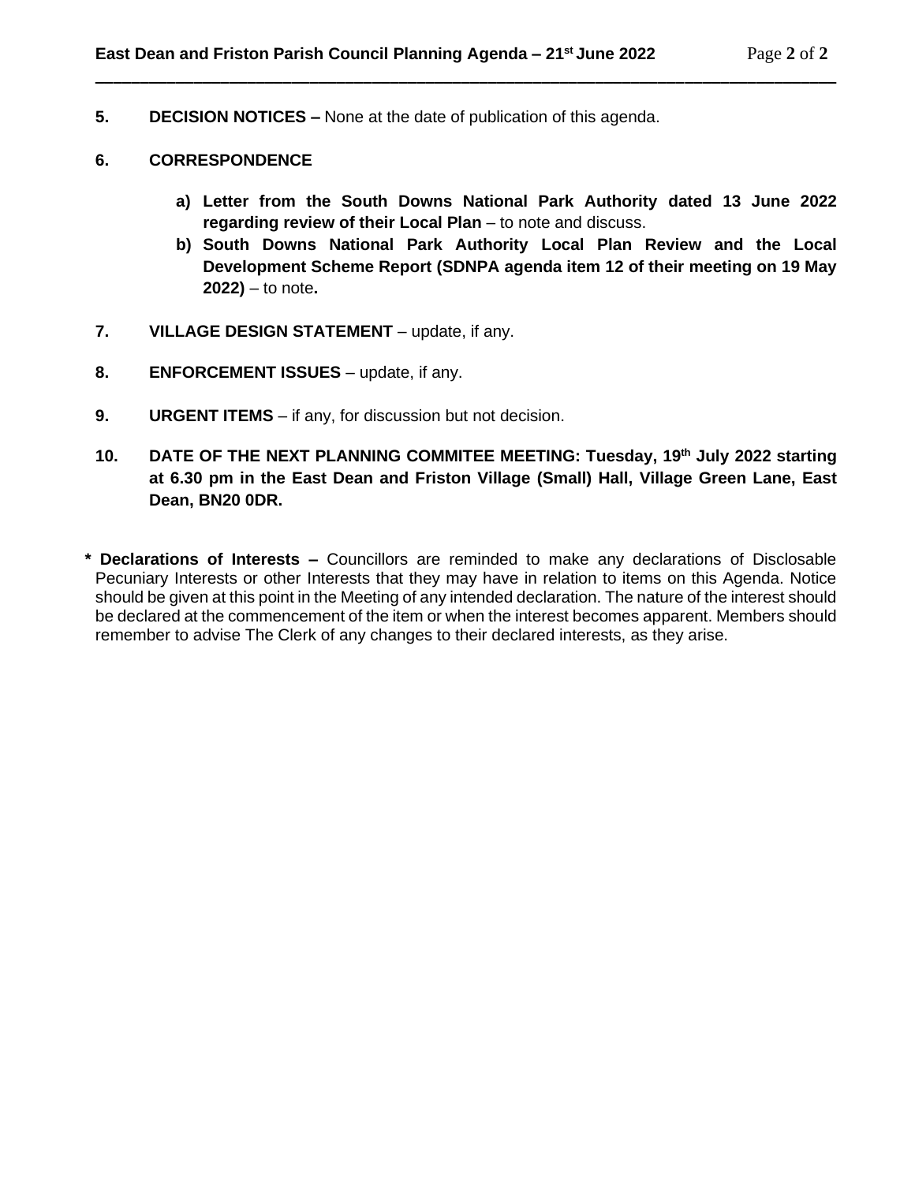**5. DECISION NOTICES –** None at the date of publication of this agenda.

**6. CORRESPONDENCE**

a) **Letter from the South Downs National Park Authority dated 13 June 2022 regarding review of their Local Plan** – to note and discuss.

b) **South Downs National Park Authority Local Plan Review and the Local Development Scheme Report (SDNPA agenda item 12 of their meeting on 19 May 2022)** – to note**.**

**7. VILLAGE DESIGN STATEMENT** – update, if any.

**8. ENFORCEMENT ISSUES** – update, if any.

**9. URGENT ITEMS** – if any, for discussion but not decision.

**10. DATE OF THE NEXT PLANNING COMMITEE MEETING: Tuesday, 19th July 2022 starting at 6.30 pm in the East Dean and Friston Village (Small) Hall, Village Green Lane, East Dean, BN20 0DR.**

**\* Declarations of Interests –** Councillors are reminded to make any declarations of Disclosable Pecuniary Interests or other Interests that they may have in relation to items on this Agenda. Notice should be given at this point in the Meeting of any intended declaration. The nature of the interest should be declared at the commencement of the item or when the interest becomes apparent. Members should remember to advise The Clerk of any changes to their declared interests, as they arise.